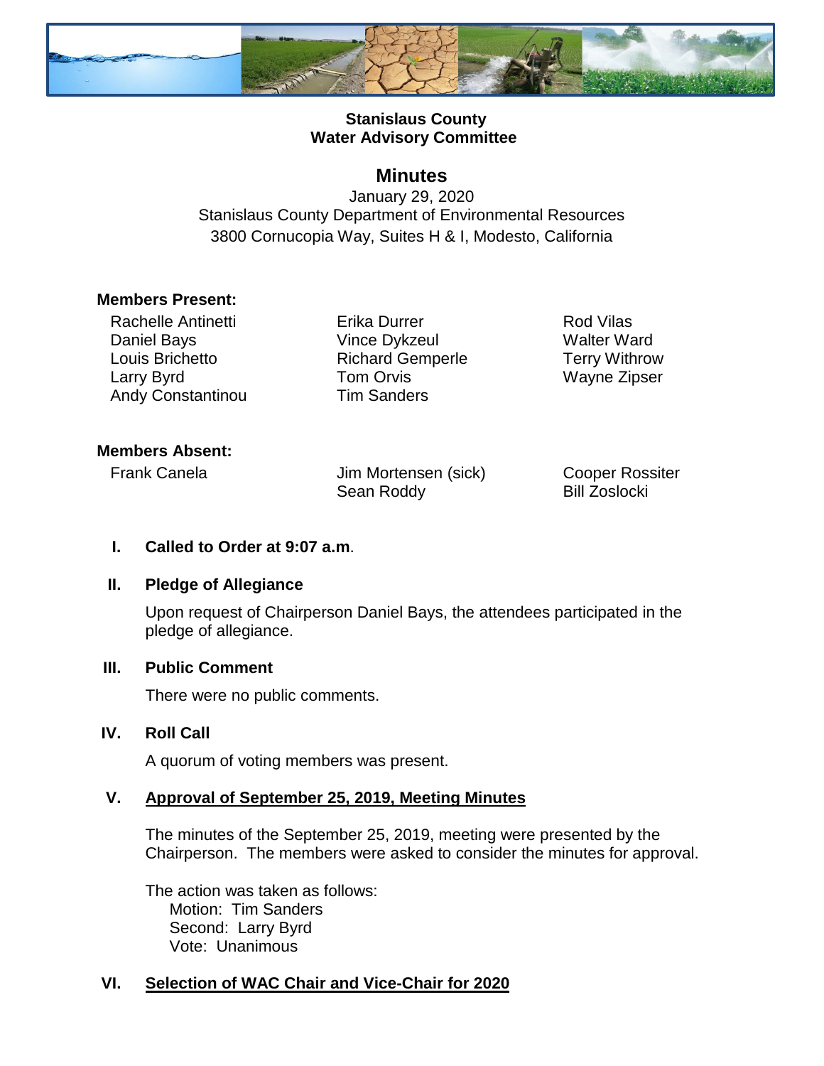**Stanislaus County**
**Water Advisory Committee**

# Minutes

January 29, 2020
Stanislaus County Department of Environmental Resources
3800 Cornucopia Way, Suites H & I, Modesto, California

**Members Present:**

Rachelle Antinetti
Daniel Bays
Louis Brichetto
Larry Byrd
Andy Constantinou
Erika Durrer
Vince Dykzeul
Richard Gemperle
Tom Orvis
Tim Sanders
Rod Vilas
Walter Ward
Terry Withrow
Wayne Zipser

**Members Absent:**

Frank Canela
Jim Mortensen (sick)
Sean Roddy
Cooper Rossiter
Bill Zoslocki

**I. Called to Order at 9:07 a.m**.

**II. Pledge of Allegiance**

Upon request of Chairperson Daniel Bays, the attendees participated in the pledge of allegiance.

**III. Public Comment**

There were no public comments.

**IV. Roll Call**

A quorum of voting members was present.

**V. Approval of September 25, 2019, Meeting Minutes**

The minutes of the September 25, 2019, meeting were presented by the Chairperson. The members were asked to consider the minutes for approval.

The action was taken as follows:
Motion: Tim Sanders
Second: Larry Byrd
Vote: Unanimous

**VI. Selection of WAC Chair and Vice-Chair for 2020**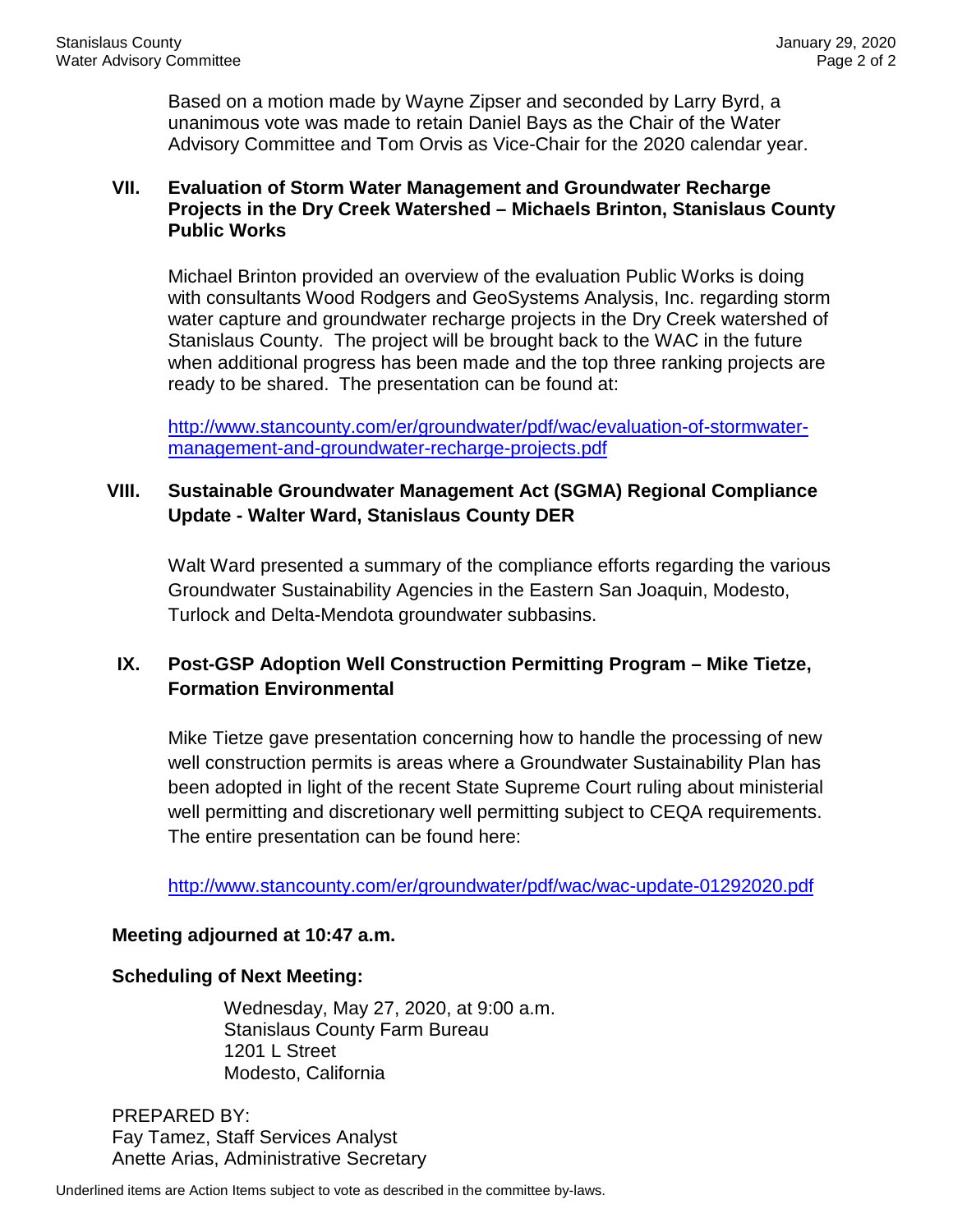Based on a motion made by Wayne Zipser and seconded by Larry Byrd, a unanimous vote was made to retain Daniel Bays as the Chair of the Water Advisory Committee and Tom Orvis as Vice-Chair for the 2020 calendar year.

### VII. Evaluation of Storm Water Management and Groundwater Recharge Projects in the Dry Creek Watershed – Michaels Brinton, Stanislaus County Public Works

Michael Brinton provided an overview of the evaluation Public Works is doing with consultants Wood Rodgers and GeoSystems Analysis, Inc. regarding storm water capture and groundwater recharge projects in the Dry Creek watershed of Stanislaus County. The project will be brought back to the WAC in the future when additional progress has been made and the top three ranking projects are ready to be shared. The presentation can be found at:

http://www.stancounty.com/er/groundwater/pdf/wac/evaluation-of-stormwater-management-and-groundwater-recharge-projects.pdf

### VIII. Sustainable Groundwater Management Act (SGMA) Regional Compliance Update - Walter Ward, Stanislaus County DER

Walt Ward presented a summary of the compliance efforts regarding the various Groundwater Sustainability Agencies in the Eastern San Joaquin, Modesto, Turlock and Delta-Mendota groundwater subbasins.

### IX. Post-GSP Adoption Well Construction Permitting Program – Mike Tietze, Formation Environmental

Mike Tietze gave presentation concerning how to handle the processing of new well construction permits is areas where a Groundwater Sustainability Plan has been adopted in light of the recent State Supreme Court ruling about ministerial well permitting and discretionary well permitting subject to CEQA requirements. The entire presentation can be found here:

http://www.stancounty.com/er/groundwater/pdf/wac/wac-update-01292020.pdf

**Meeting adjourned at 10:47 a.m.**

**Scheduling of Next Meeting:**

Wednesday, May 27, 2020, at 9:00 a.m.
Stanislaus County Farm Bureau
1201 L Street
Modesto, California

PREPARED BY:
Fay Tamez, Staff Services Analyst
Anette Arias, Administrative Secretary

Underlined items are Action Items subject to vote as described in the committee by-laws.